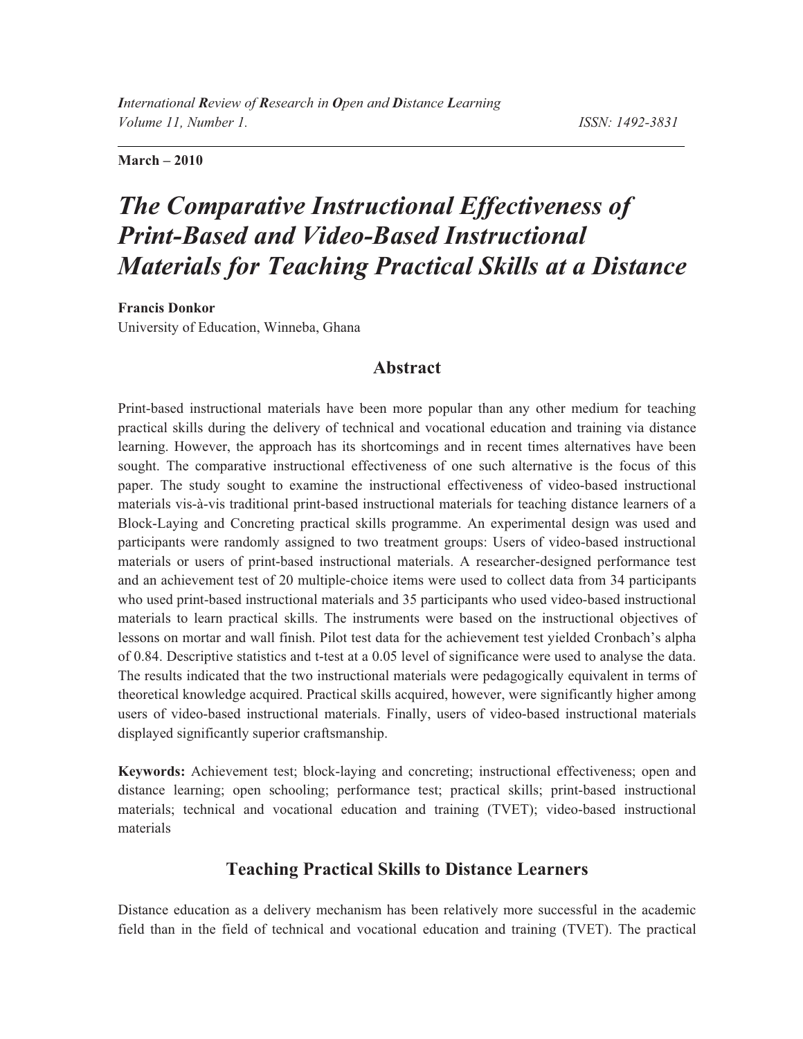*International Review of Research in Open and Distance Learning*
*Volume 11, Number 1.* *ISSN: 1492-3831*

**March – 2010**

# *The Comparative Instructional Effectiveness of Print-Based and Video-Based Instructional Materials for Teaching Practical Skills at a Distance*

**Francis Donkor**
University of Education, Winneba, Ghana

## Abstract

Print-based instructional materials have been more popular than any other medium for teaching practical skills during the delivery of technical and vocational education and training via distance learning. However, the approach has its shortcomings and in recent times alternatives have been sought. The comparative instructional effectiveness of one such alternative is the focus of this paper. The study sought to examine the instructional effectiveness of video-based instructional materials vis-à-vis traditional print-based instructional materials for teaching distance learners of a Block-Laying and Concreting practical skills programme. An experimental design was used and participants were randomly assigned to two treatment groups: Users of video-based instructional materials or users of print-based instructional materials. A researcher-designed performance test and an achievement test of 20 multiple-choice items were used to collect data from 34 participants who used print-based instructional materials and 35 participants who used video-based instructional materials to learn practical skills. The instruments were based on the instructional objectives of lessons on mortar and wall finish. Pilot test data for the achievement test yielded Cronbach's alpha of 0.84. Descriptive statistics and t-test at a 0.05 level of significance were used to analyse the data. The results indicated that the two instructional materials were pedagogically equivalent in terms of theoretical knowledge acquired. Practical skills acquired, however, were significantly higher among users of video-based instructional materials. Finally, users of video-based instructional materials displayed significantly superior craftsmanship.

**Keywords:** Achievement test; block-laying and concreting; instructional effectiveness; open and distance learning; open schooling; performance test; practical skills; print-based instructional materials; technical and vocational education and training (TVET); video-based instructional materials

## Teaching Practical Skills to Distance Learners

Distance education as a delivery mechanism has been relatively more successful in the academic field than in the field of technical and vocational education and training (TVET). The practical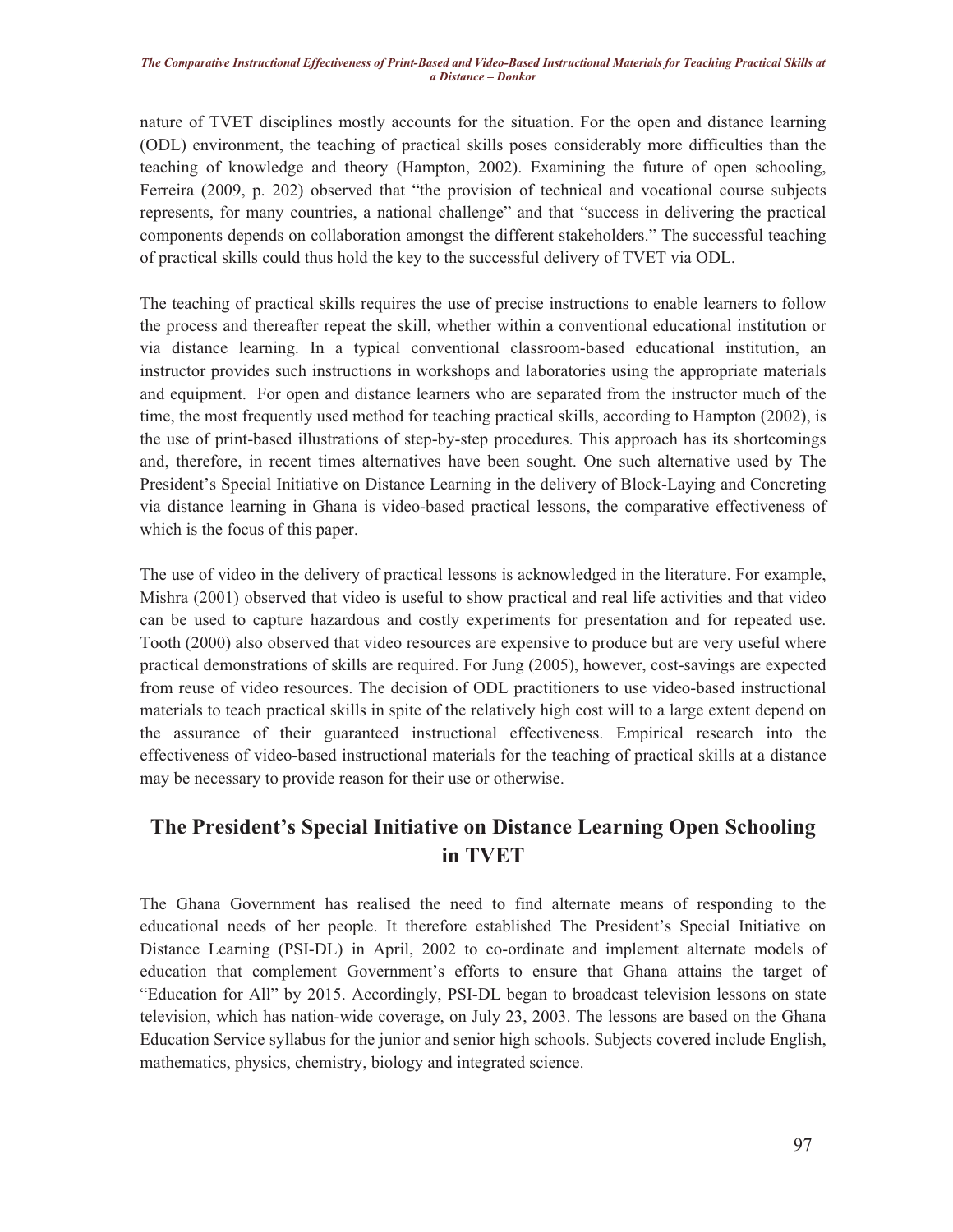nature of TVET disciplines mostly accounts for the situation. For the open and distance learning (ODL) environment, the teaching of practical skills poses considerably more difficulties than the teaching of knowledge and theory (Hampton, 2002). Examining the future of open schooling, Ferreira (2009, p. 202) observed that "the provision of technical and vocational course subjects represents, for many countries, a national challenge" and that "success in delivering the practical components depends on collaboration amongst the different stakeholders." The successful teaching of practical skills could thus hold the key to the successful delivery of TVET via ODL.

The teaching of practical skills requires the use of precise instructions to enable learners to follow the process and thereafter repeat the skill, whether within a conventional educational institution or via distance learning. In a typical conventional classroom-based educational institution, an instructor provides such instructions in workshops and laboratories using the appropriate materials and equipment. For open and distance learners who are separated from the instructor much of the time, the most frequently used method for teaching practical skills, according to Hampton (2002), is the use of print-based illustrations of step-by-step procedures. This approach has its shortcomings and, therefore, in recent times alternatives have been sought. One such alternative used by The President's Special Initiative on Distance Learning in the delivery of Block-Laying and Concreting via distance learning in Ghana is video-based practical lessons, the comparative effectiveness of which is the focus of this paper.

The use of video in the delivery of practical lessons is acknowledged in the literature. For example, Mishra (2001) observed that video is useful to show practical and real life activities and that video can be used to capture hazardous and costly experiments for presentation and for repeated use. Tooth (2000) also observed that video resources are expensive to produce but are very useful where practical demonstrations of skills are required. For Jung (2005), however, cost-savings are expected from reuse of video resources. The decision of ODL practitioners to use video-based instructional materials to teach practical skills in spite of the relatively high cost will to a large extent depend on the assurance of their guaranteed instructional effectiveness. Empirical research into the effectiveness of video-based instructional materials for the teaching of practical skills at a distance may be necessary to provide reason for their use or otherwise.

## The President's Special Initiative on Distance Learning Open Schooling in TVET

The Ghana Government has realised the need to find alternate means of responding to the educational needs of her people. It therefore established The President's Special Initiative on Distance Learning (PSI-DL) in April, 2002 to co-ordinate and implement alternate models of education that complement Government's efforts to ensure that Ghana attains the target of "Education for All" by 2015. Accordingly, PSI-DL began to broadcast television lessons on state television, which has nation-wide coverage, on July 23, 2003. The lessons are based on the Ghana Education Service syllabus for the junior and senior high schools. Subjects covered include English, mathematics, physics, chemistry, biology and integrated science.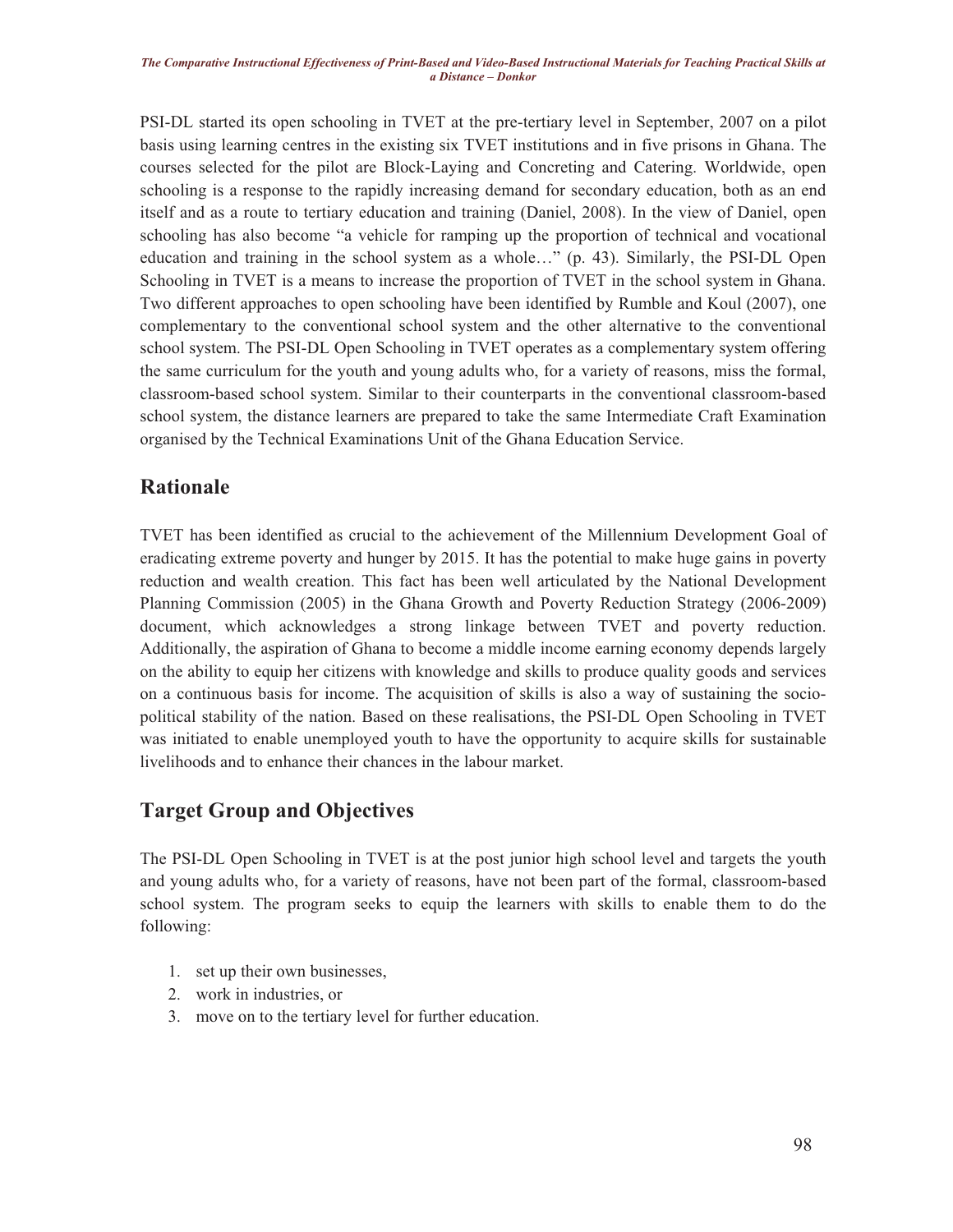PSI-DL started its open schooling in TVET at the pre-tertiary level in September, 2007 on a pilot basis using learning centres in the existing six TVET institutions and in five prisons in Ghana. The courses selected for the pilot are Block-Laying and Concreting and Catering. Worldwide, open schooling is a response to the rapidly increasing demand for secondary education, both as an end itself and as a route to tertiary education and training (Daniel, 2008). In the view of Daniel, open schooling has also become "a vehicle for ramping up the proportion of technical and vocational education and training in the school system as a whole…" (p. 43). Similarly, the PSI-DL Open Schooling in TVET is a means to increase the proportion of TVET in the school system in Ghana. Two different approaches to open schooling have been identified by Rumble and Koul (2007), one complementary to the conventional school system and the other alternative to the conventional school system. The PSI-DL Open Schooling in TVET operates as a complementary system offering the same curriculum for the youth and young adults who, for a variety of reasons, miss the formal, classroom-based school system. Similar to their counterparts in the conventional classroom-based school system, the distance learners are prepared to take the same Intermediate Craft Examination organised by the Technical Examinations Unit of the Ghana Education Service.

## Rationale

TVET has been identified as crucial to the achievement of the Millennium Development Goal of eradicating extreme poverty and hunger by 2015. It has the potential to make huge gains in poverty reduction and wealth creation. This fact has been well articulated by the National Development Planning Commission (2005) in the Ghana Growth and Poverty Reduction Strategy (2006-2009) document, which acknowledges a strong linkage between TVET and poverty reduction. Additionally, the aspiration of Ghana to become a middle income earning economy depends largely on the ability to equip her citizens with knowledge and skills to produce quality goods and services on a continuous basis for income. The acquisition of skills is also a way of sustaining the socio-political stability of the nation. Based on these realisations, the PSI-DL Open Schooling in TVET was initiated to enable unemployed youth to have the opportunity to acquire skills for sustainable livelihoods and to enhance their chances in the labour market.

## Target Group and Objectives

The PSI-DL Open Schooling in TVET is at the post junior high school level and targets the youth and young adults who, for a variety of reasons, have not been part of the formal, classroom-based school system. The program seeks to equip the learners with skills to enable them to do the following:

1. set up their own businesses,
2. work in industries, or
3. move on to the tertiary level for further education.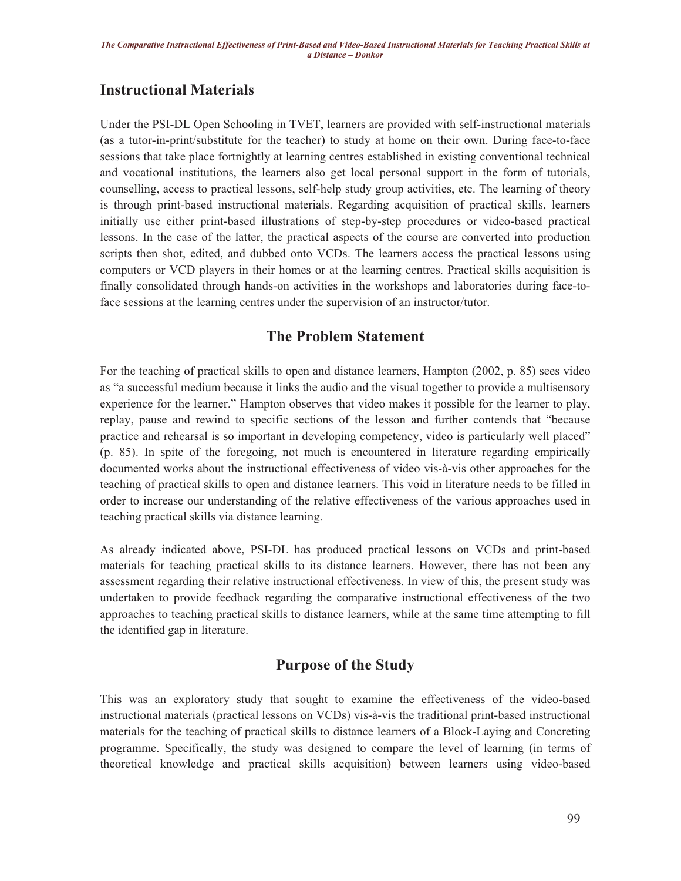## Instructional Materials

Under the PSI-DL Open Schooling in TVET, learners are provided with self-instructional materials (as a tutor-in-print/substitute for the teacher) to study at home on their own. During face-to-face sessions that take place fortnightly at learning centres established in existing conventional technical and vocational institutions, the learners also get local personal support in the form of tutorials, counselling, access to practical lessons, self-help study group activities, etc. The learning of theory is through print-based instructional materials. Regarding acquisition of practical skills, learners initially use either print-based illustrations of step-by-step procedures or video-based practical lessons. In the case of the latter, the practical aspects of the course are converted into production scripts then shot, edited, and dubbed onto VCDs. The learners access the practical lessons using computers or VCD players in their homes or at the learning centres. Practical skills acquisition is finally consolidated through hands-on activities in the workshops and laboratories during face-to-face sessions at the learning centres under the supervision of an instructor/tutor.

## The Problem Statement

For the teaching of practical skills to open and distance learners, Hampton (2002, p. 85) sees video as "a successful medium because it links the audio and the visual together to provide a multisensory experience for the learner." Hampton observes that video makes it possible for the learner to play, replay, pause and rewind to specific sections of the lesson and further contends that "because practice and rehearsal is so important in developing competency, video is particularly well placed" (p. 85). In spite of the foregoing, not much is encountered in literature regarding empirically documented works about the instructional effectiveness of video vis-à-vis other approaches for the teaching of practical skills to open and distance learners. This void in literature needs to be filled in order to increase our understanding of the relative effectiveness of the various approaches used in teaching practical skills via distance learning.

As already indicated above, PSI-DL has produced practical lessons on VCDs and print-based materials for teaching practical skills to its distance learners. However, there has not been any assessment regarding their relative instructional effectiveness. In view of this, the present study was undertaken to provide feedback regarding the comparative instructional effectiveness of the two approaches to teaching practical skills to distance learners, while at the same time attempting to fill the identified gap in literature.

## Purpose of the Study

This was an exploratory study that sought to examine the effectiveness of the video-based instructional materials (practical lessons on VCDs) vis-à-vis the traditional print-based instructional materials for the teaching of practical skills to distance learners of a Block-Laying and Concreting programme. Specifically, the study was designed to compare the level of learning (in terms of theoretical knowledge and practical skills acquisition) between learners using video-based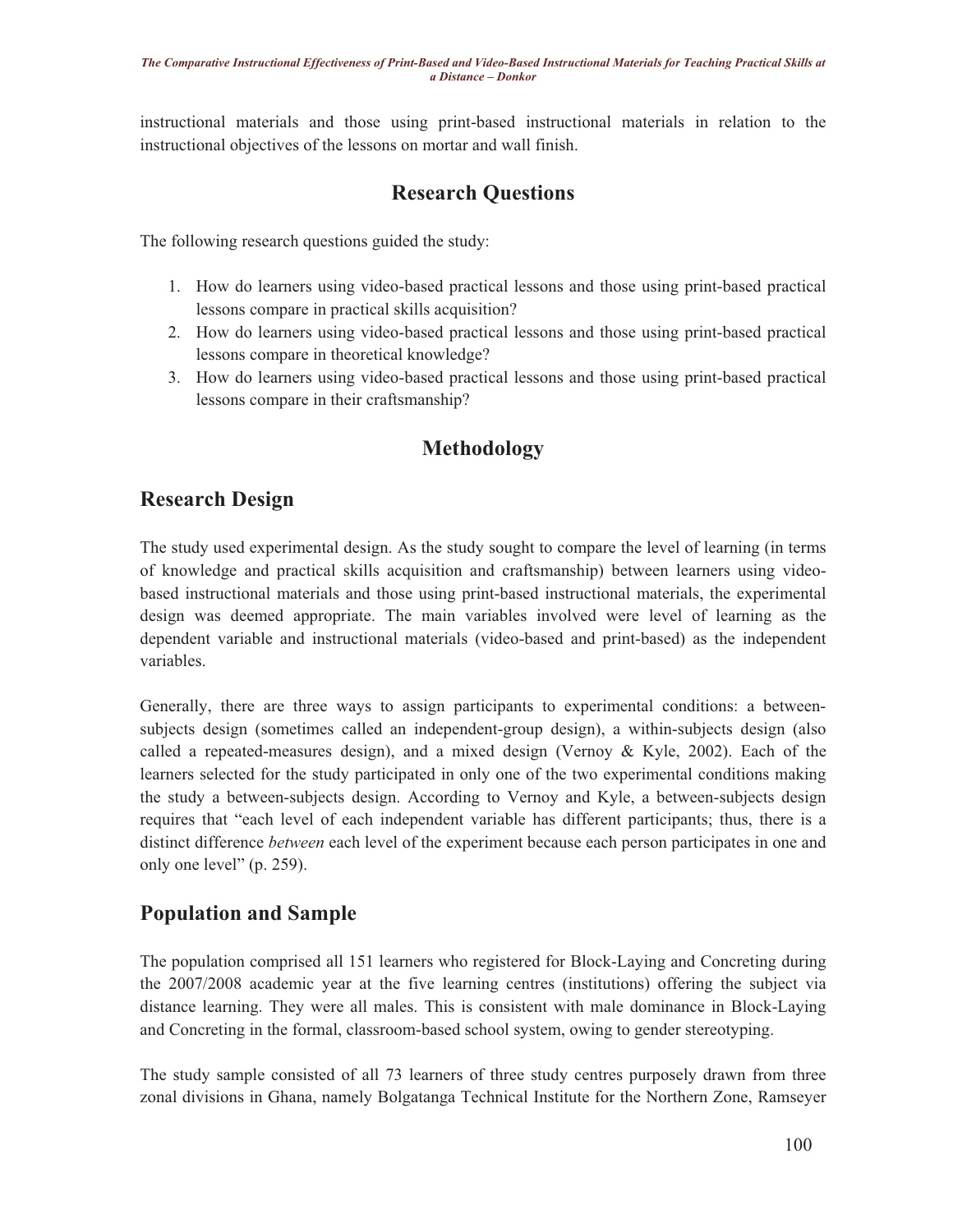instructional materials and those using print-based instructional materials in relation to the instructional objectives of the lessons on mortar and wall finish.

## Research Questions

The following research questions guided the study:

1. How do learners using video-based practical lessons and those using print-based practical lessons compare in practical skills acquisition?
2. How do learners using video-based practical lessons and those using print-based practical lessons compare in theoretical knowledge?
3. How do learners using video-based practical lessons and those using print-based practical lessons compare in their craftsmanship?

## Methodology

### Research Design

The study used experimental design. As the study sought to compare the level of learning (in terms of knowledge and practical skills acquisition and craftsmanship) between learners using video-based instructional materials and those using print-based instructional materials, the experimental design was deemed appropriate. The main variables involved were level of learning as the dependent variable and instructional materials (video-based and print-based) as the independent variables.

Generally, there are three ways to assign participants to experimental conditions: a between-subjects design (sometimes called an independent-group design), a within-subjects design (also called a repeated-measures design), and a mixed design (Vernoy & Kyle, 2002). Each of the learners selected for the study participated in only one of the two experimental conditions making the study a between-subjects design. According to Vernoy and Kyle, a between-subjects design requires that "each level of each independent variable has different participants; thus, there is a distinct difference *between* each level of the experiment because each person participates in one and only one level" (p. 259).

### Population and Sample

The population comprised all 151 learners who registered for Block-Laying and Concreting during the 2007/2008 academic year at the five learning centres (institutions) offering the subject via distance learning. They were all males. This is consistent with male dominance in Block-Laying and Concreting in the formal, classroom-based school system, owing to gender stereotyping.

The study sample consisted of all 73 learners of three study centres purposely drawn from three zonal divisions in Ghana, namely Bolgatanga Technical Institute for the Northern Zone, Ramseyer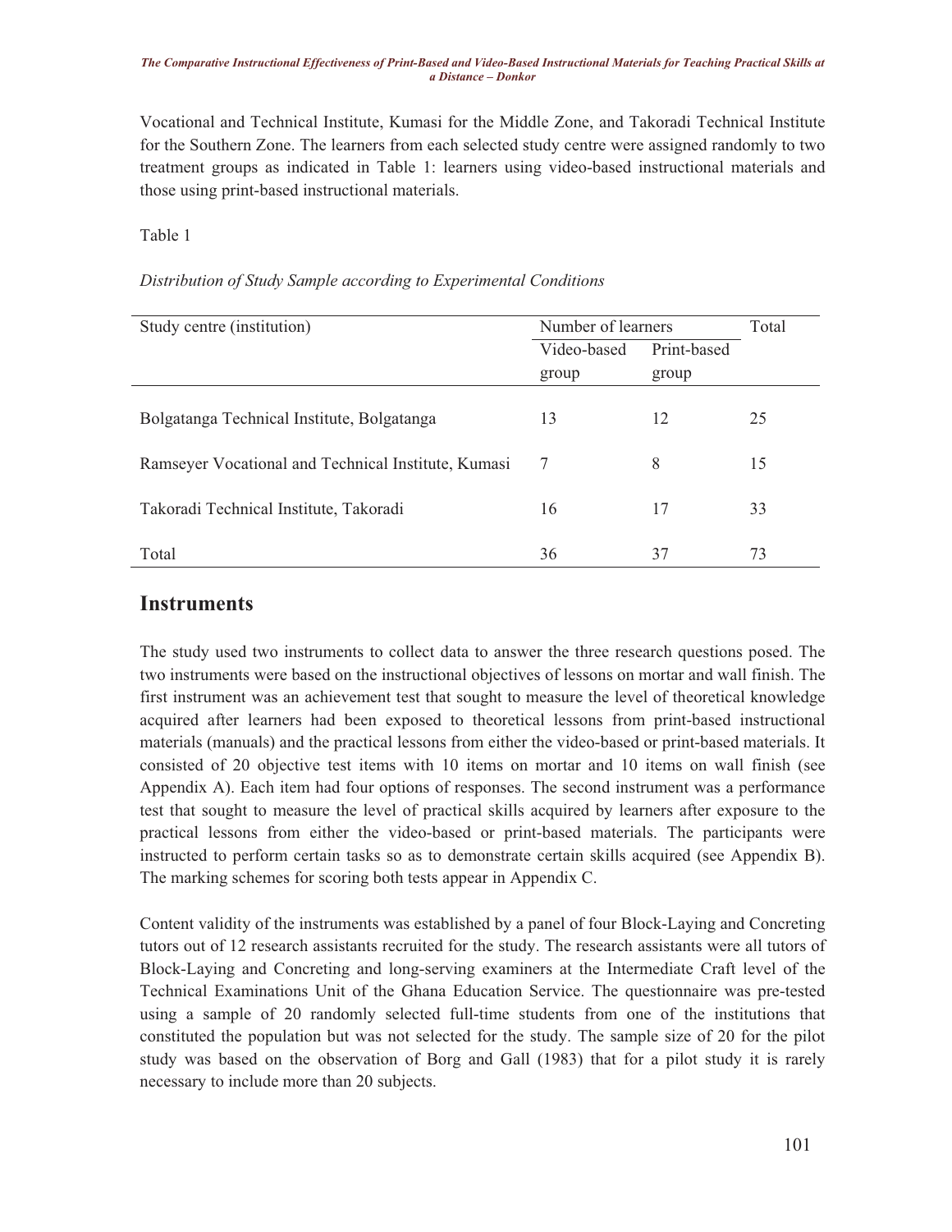Vocational and Technical Institute, Kumasi for the Middle Zone, and Takoradi Technical Institute for the Southern Zone. The learners from each selected study centre were assigned randomly to two treatment groups as indicated in Table 1: learners using video-based instructional materials and those using print-based instructional materials.

Table 1

*Distribution of Study Sample according to Experimental Conditions*

| Study centre (institution) | Number of learners | | Total |
|---|---|---|---|
| | Video-based group | Print-based group | |
| Bolgatanga Technical Institute, Bolgatanga | 13 | 12 | 25 |
| Ramseyer Vocational and Technical Institute, Kumasi | 7 | 8 | 15 |
| Takoradi Technical Institute, Takoradi | 16 | 17 | 33 |
| Total | 36 | 37 | 73 |

## Instruments

The study used two instruments to collect data to answer the three research questions posed. The two instruments were based on the instructional objectives of lessons on mortar and wall finish. The first instrument was an achievement test that sought to measure the level of theoretical knowledge acquired after learners had been exposed to theoretical lessons from print-based instructional materials (manuals) and the practical lessons from either the video-based or print-based materials. It consisted of 20 objective test items with 10 items on mortar and 10 items on wall finish (see Appendix A). Each item had four options of responses. The second instrument was a performance test that sought to measure the level of practical skills acquired by learners after exposure to the practical lessons from either the video-based or print-based materials. The participants were instructed to perform certain tasks so as to demonstrate certain skills acquired (see Appendix B). The marking schemes for scoring both tests appear in Appendix C.

Content validity of the instruments was established by a panel of four Block-Laying and Concreting tutors out of 12 research assistants recruited for the study. The research assistants were all tutors of Block-Laying and Concreting and long-serving examiners at the Intermediate Craft level of the Technical Examinations Unit of the Ghana Education Service. The questionnaire was pre-tested using a sample of 20 randomly selected full-time students from one of the institutions that constituted the population but was not selected for the study. The sample size of 20 for the pilot study was based on the observation of Borg and Gall (1983) that for a pilot study it is rarely necessary to include more than 20 subjects.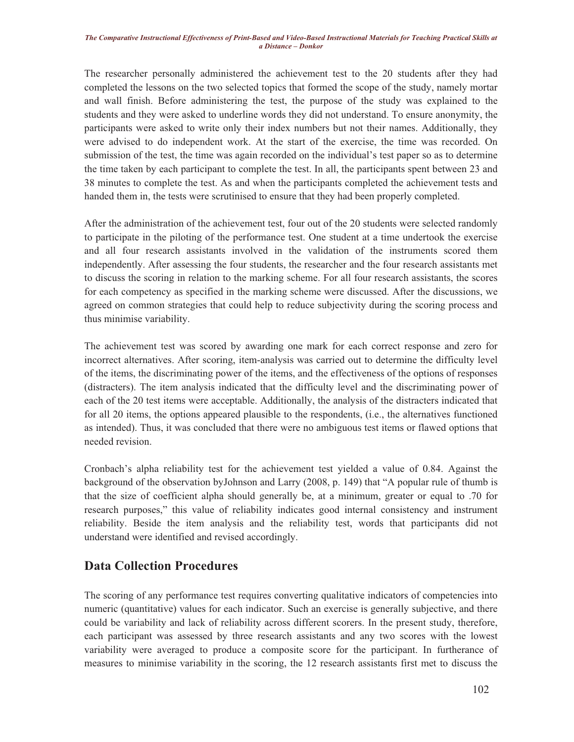The researcher personally administered the achievement test to the 20 students after they had completed the lessons on the two selected topics that formed the scope of the study, namely mortar and wall finish. Before administering the test, the purpose of the study was explained to the students and they were asked to underline words they did not understand. To ensure anonymity, the participants were asked to write only their index numbers but not their names. Additionally, they were advised to do independent work. At the start of the exercise, the time was recorded. On submission of the test, the time was again recorded on the individual's test paper so as to determine the time taken by each participant to complete the test. In all, the participants spent between 23 and 38 minutes to complete the test. As and when the participants completed the achievement tests and handed them in, the tests were scrutinised to ensure that they had been properly completed.

After the administration of the achievement test, four out of the 20 students were selected randomly to participate in the piloting of the performance test. One student at a time undertook the exercise and all four research assistants involved in the validation of the instruments scored them independently. After assessing the four students, the researcher and the four research assistants met to discuss the scoring in relation to the marking scheme. For all four research assistants, the scores for each competency as specified in the marking scheme were discussed. After the discussions, we agreed on common strategies that could help to reduce subjectivity during the scoring process and thus minimise variability.

The achievement test was scored by awarding one mark for each correct response and zero for incorrect alternatives. After scoring, item-analysis was carried out to determine the difficulty level of the items, the discriminating power of the items, and the effectiveness of the options of responses (distracters). The item analysis indicated that the difficulty level and the discriminating power of each of the 20 test items were acceptable. Additionally, the analysis of the distracters indicated that for all 20 items, the options appeared plausible to the respondents, (i.e., the alternatives functioned as intended). Thus, it was concluded that there were no ambiguous test items or flawed options that needed revision.

Cronbach's alpha reliability test for the achievement test yielded a value of 0.84. Against the background of the observation byJohnson and Larry (2008, p. 149) that "A popular rule of thumb is that the size of coefficient alpha should generally be, at a minimum, greater or equal to .70 for research purposes," this value of reliability indicates good internal consistency and instrument reliability. Beside the item analysis and the reliability test, words that participants did not understand were identified and revised accordingly.

## Data Collection Procedures

The scoring of any performance test requires converting qualitative indicators of competencies into numeric (quantitative) values for each indicator. Such an exercise is generally subjective, and there could be variability and lack of reliability across different scorers. In the present study, therefore, each participant was assessed by three research assistants and any two scores with the lowest variability were averaged to produce a composite score for the participant. In furtherance of measures to minimise variability in the scoring, the 12 research assistants first met to discuss the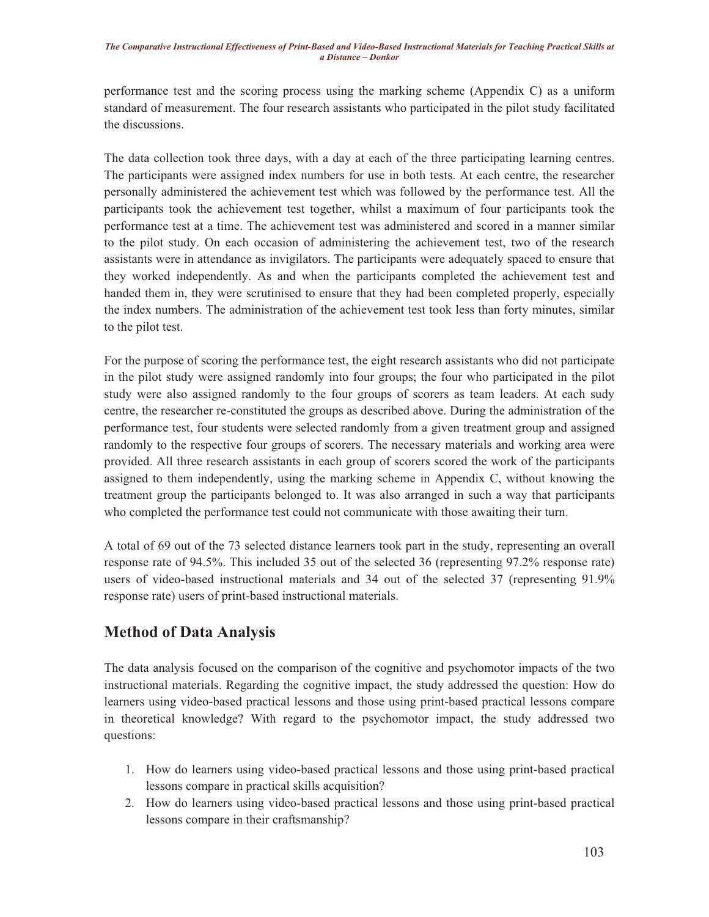performance test and the scoring process using the marking scheme (Appendix C) as a uniform standard of measurement. The four research assistants who participated in the pilot study facilitated the discussions.

The data collection took three days, with a day at each of the three participating learning centres. The participants were assigned index numbers for use in both tests. At each centre, the researcher personally administered the achievement test which was followed by the performance test. All the participants took the achievement test together, whilst a maximum of four participants took the performance test at a time. The achievement test was administered and scored in a manner similar to the pilot study. On each occasion of administering the achievement test, two of the research assistants were in attendance as invigilators. The participants were adequately spaced to ensure that they worked independently. As and when the participants completed the achievement test and handed them in, they were scrutinised to ensure that they had been completed properly, especially the index numbers. The administration of the achievement test took less than forty minutes, similar to the pilot test.

For the purpose of scoring the performance test, the eight research assistants who did not participate in the pilot study were assigned randomly into four groups; the four who participated in the pilot study were also assigned randomly to the four groups of scorers as team leaders. At each sudy centre, the researcher re-constituted the groups as described above. During the administration of the performance test, four students were selected randomly from a given treatment group and assigned randomly to the respective four groups of scorers. The necessary materials and working area were provided. All three research assistants in each group of scorers scored the work of the participants assigned to them independently, using the marking scheme in Appendix C, without knowing the treatment group the participants belonged to. It was also arranged in such a way that participants who completed the performance test could not communicate with those awaiting their turn.

A total of 69 out of the 73 selected distance learners took part in the study, representing an overall response rate of 94.5%. This included 35 out of the selected 36 (representing 97.2% response rate) users of video-based instructional materials and 34 out of the selected 37 (representing 91.9% response rate) users of print-based instructional materials.

## Method of Data Analysis

The data analysis focused on the comparison of the cognitive and psychomotor impacts of the two instructional materials. Regarding the cognitive impact, the study addressed the question: How do learners using video-based practical lessons and those using print-based practical lessons compare in theoretical knowledge? With regard to the psychomotor impact, the study addressed two questions:

1. How do learners using video-based practical lessons and those using print-based practical lessons compare in practical skills acquisition?
2. How do learners using video-based practical lessons and those using print-based practical lessons compare in their craftsmanship?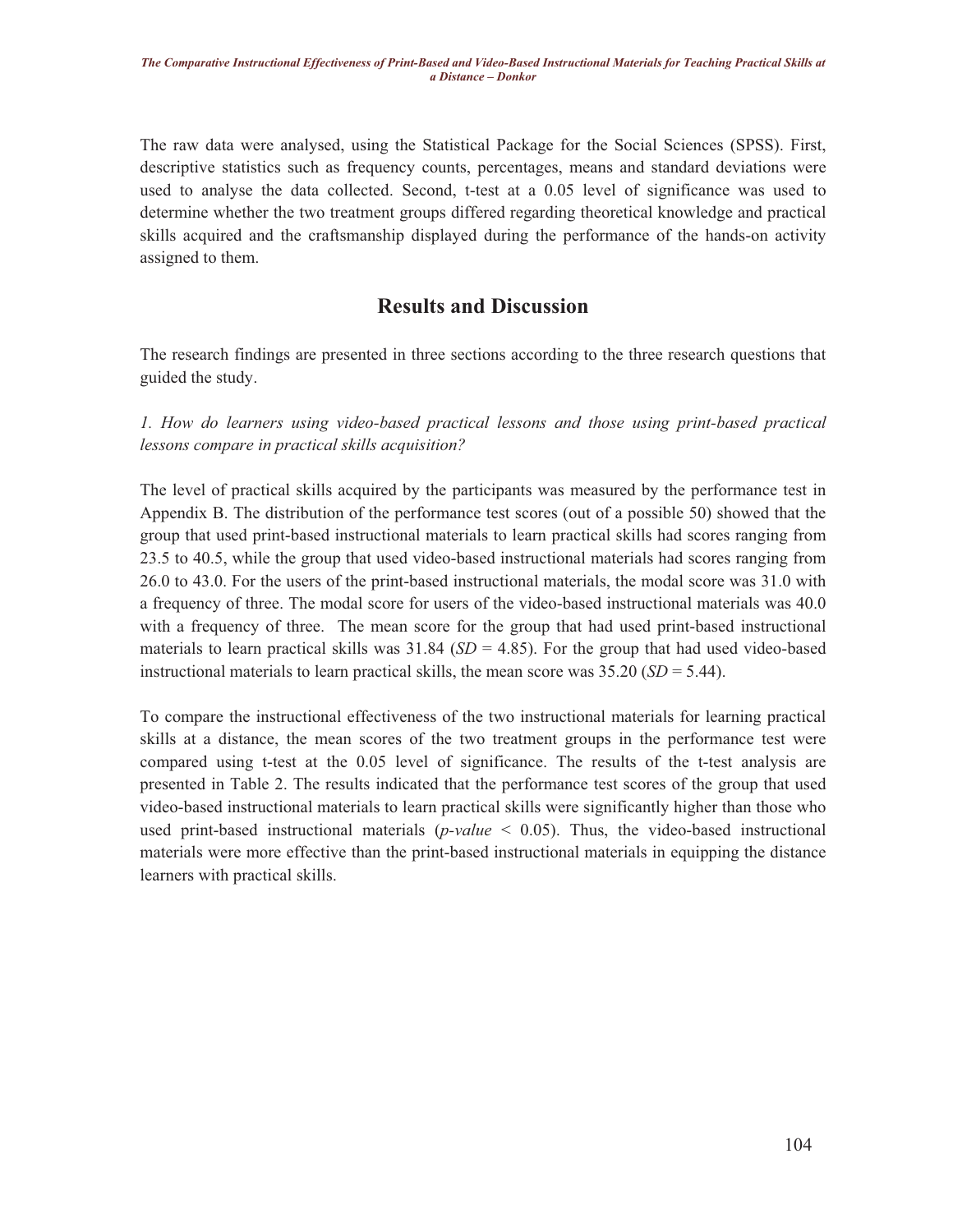The raw data were analysed, using the Statistical Package for the Social Sciences (SPSS). First, descriptive statistics such as frequency counts, percentages, means and standard deviations were used to analyse the data collected. Second, t-test at a 0.05 level of significance was used to determine whether the two treatment groups differed regarding theoretical knowledge and practical skills acquired and the craftsmanship displayed during the performance of the hands-on activity assigned to them.

## Results and Discussion

The research findings are presented in three sections according to the three research questions that guided the study.

*1. How do learners using video-based practical lessons and those using print-based practical lessons compare in practical skills acquisition?*

The level of practical skills acquired by the participants was measured by the performance test in Appendix B. The distribution of the performance test scores (out of a possible 50) showed that the group that used print-based instructional materials to learn practical skills had scores ranging from 23.5 to 40.5, while the group that used video-based instructional materials had scores ranging from 26.0 to 43.0. For the users of the print-based instructional materials, the modal score was 31.0 with a frequency of three. The modal score for users of the video-based instructional materials was 40.0 with a frequency of three. The mean score for the group that had used print-based instructional materials to learn practical skills was 31.84 ($SD$ = 4.85). For the group that had used video-based instructional materials to learn practical skills, the mean score was 35.20 ($SD$ = 5.44).

To compare the instructional effectiveness of the two instructional materials for learning practical skills at a distance, the mean scores of the two treatment groups in the performance test were compared using t-test at the 0.05 level of significance. The results of the t-test analysis are presented in Table 2. The results indicated that the performance test scores of the group that used video-based instructional materials to learn practical skills were significantly higher than those who used print-based instructional materials ($p\text{-value} < 0.05$). Thus, the video-based instructional materials were more effective than the print-based instructional materials in equipping the distance learners with practical skills.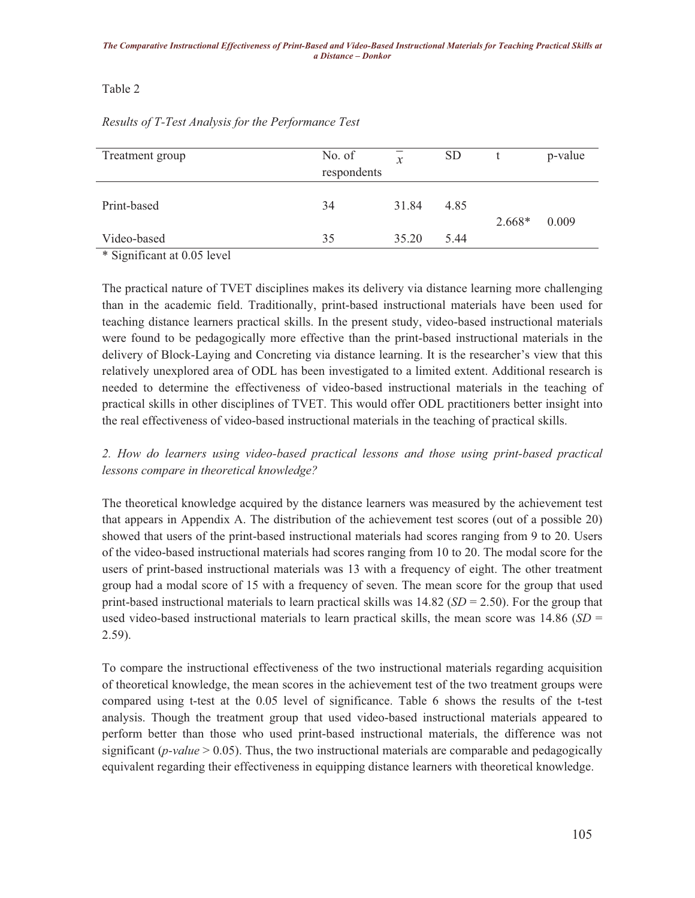Table 2

*Results of T-Test Analysis for the Performance Test*

| Treatment group | No. of respondents | $\bar{x}$ | SD | t | p-value |
|---|---|---|---|---|---|
| Print-based | 34 | 31.84 | 4.85 | 2.668* | 0.009 |
| Video-based | 35 | 35.20 | 5.44 | | |

\* Significant at 0.05 level

The practical nature of TVET disciplines makes its delivery via distance learning more challenging than in the academic field. Traditionally, print-based instructional materials have been used for teaching distance learners practical skills. In the present study, video-based instructional materials were found to be pedagogically more effective than the print-based instructional materials in the delivery of Block-Laying and Concreting via distance learning. It is the researcher's view that this relatively unexplored area of ODL has been investigated to a limited extent. Additional research is needed to determine the effectiveness of video-based instructional materials in the teaching of practical skills in other disciplines of TVET. This would offer ODL practitioners better insight into the real effectiveness of video-based instructional materials in the teaching of practical skills.

*2. How do learners using video-based practical lessons and those using print-based practical lessons compare in theoretical knowledge?*

The theoretical knowledge acquired by the distance learners was measured by the achievement test that appears in Appendix A. The distribution of the achievement test scores (out of a possible 20) showed that users of the print-based instructional materials had scores ranging from 9 to 20. Users of the video-based instructional materials had scores ranging from 10 to 20. The modal score for the users of print-based instructional materials was 13 with a frequency of eight. The other treatment group had a modal score of 15 with a frequency of seven. The mean score for the group that used print-based instructional materials to learn practical skills was 14.82 (*SD* = 2.50). For the group that used video-based instructional materials to learn practical skills, the mean score was 14.86 (*SD* = 2.59).

To compare the instructional effectiveness of the two instructional materials regarding acquisition of theoretical knowledge, the mean scores in the achievement test of the two treatment groups were compared using t-test at the 0.05 level of significance. Table 6 shows the results of the t-test analysis. Though the treatment group that used video-based instructional materials appeared to perform better than those who used print-based instructional materials, the difference was not significant (*p-value* > 0.05). Thus, the two instructional materials are comparable and pedagogically equivalent regarding their effectiveness in equipping distance learners with theoretical knowledge.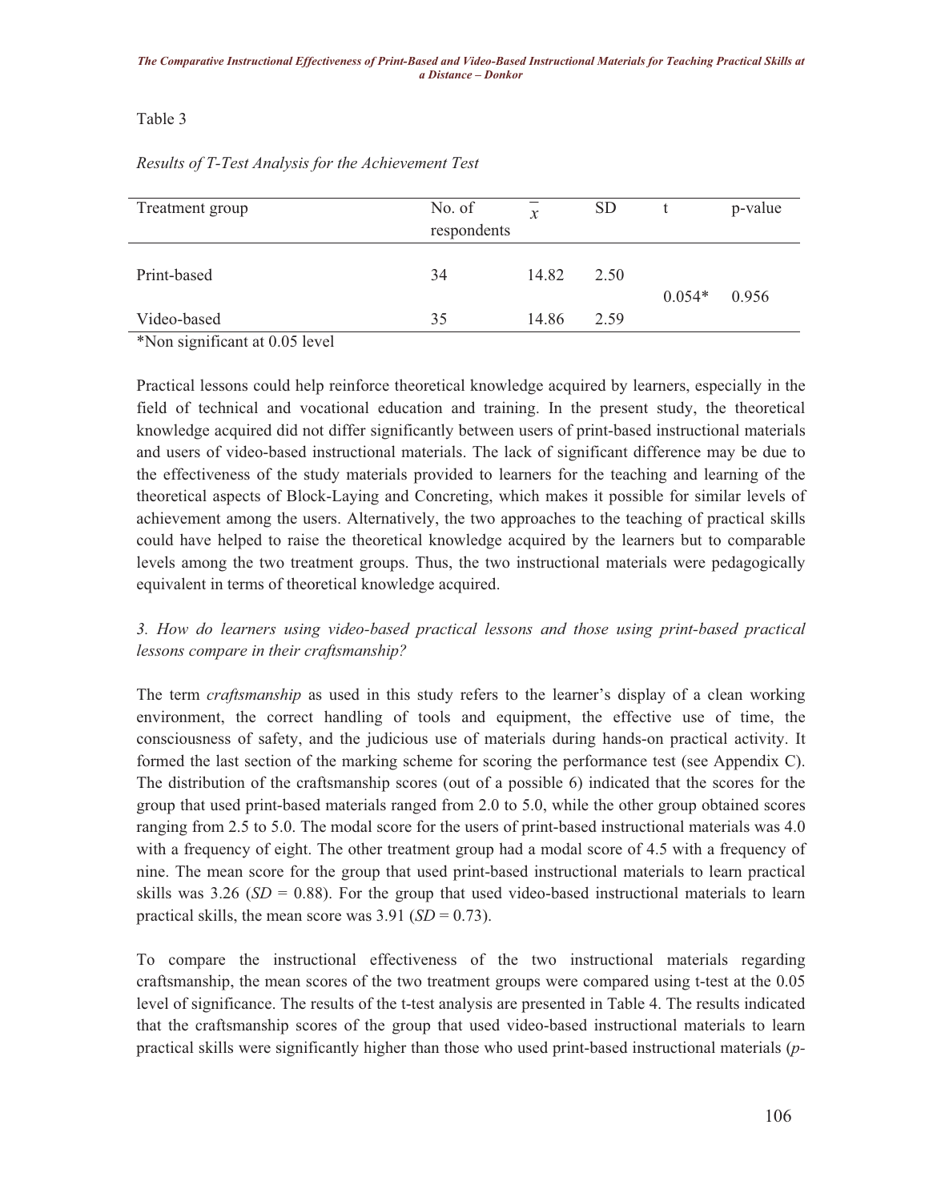Table 3

*Results of T-Test Analysis for the Achievement Test*

| Treatment group | No. of respondents | $\bar{x}$ | SD | t | p-value |
|---|---|---|---|---|---|
| Print-based | 34 | 14.82 | 2.50 | 0.054* | 0.956 |
| Video-based | 35 | 14.86 | 2.59 | | |

*Non significant at 0.05 level

Practical lessons could help reinforce theoretical knowledge acquired by learners, especially in the field of technical and vocational education and training. In the present study, the theoretical knowledge acquired did not differ significantly between users of print-based instructional materials and users of video-based instructional materials. The lack of significant difference may be due to the effectiveness of the study materials provided to learners for the teaching and learning of the theoretical aspects of Block-Laying and Concreting, which makes it possible for similar levels of achievement among the users. Alternatively, the two approaches to the teaching of practical skills could have helped to raise the theoretical knowledge acquired by the learners but to comparable levels among the two treatment groups. Thus, the two instructional materials were pedagogically equivalent in terms of theoretical knowledge acquired.

*3. How do learners using video-based practical lessons and those using print-based practical lessons compare in their craftsmanship?*

The term *craftsmanship* as used in this study refers to the learner's display of a clean working environment, the correct handling of tools and equipment, the effective use of time, the consciousness of safety, and the judicious use of materials during hands-on practical activity. It formed the last section of the marking scheme for scoring the performance test (see Appendix C). The distribution of the craftsmanship scores (out of a possible 6) indicated that the scores for the group that used print-based materials ranged from 2.0 to 5.0, while the other group obtained scores ranging from 2.5 to 5.0. The modal score for the users of print-based instructional materials was 4.0 with a frequency of eight. The other treatment group had a modal score of 4.5 with a frequency of nine. The mean score for the group that used print-based instructional materials to learn practical skills was 3.26 (*SD* = 0.88). For the group that used video-based instructional materials to learn practical skills, the mean score was 3.91 (*SD* = 0.73).

To compare the instructional effectiveness of the two instructional materials regarding craftsmanship, the mean scores of the two treatment groups were compared using t-test at the 0.05 level of significance. The results of the t-test analysis are presented in Table 4. The results indicated that the craftsmanship scores of the group that used video-based instructional materials to learn practical skills were significantly higher than those who used print-based instructional materials (*p*-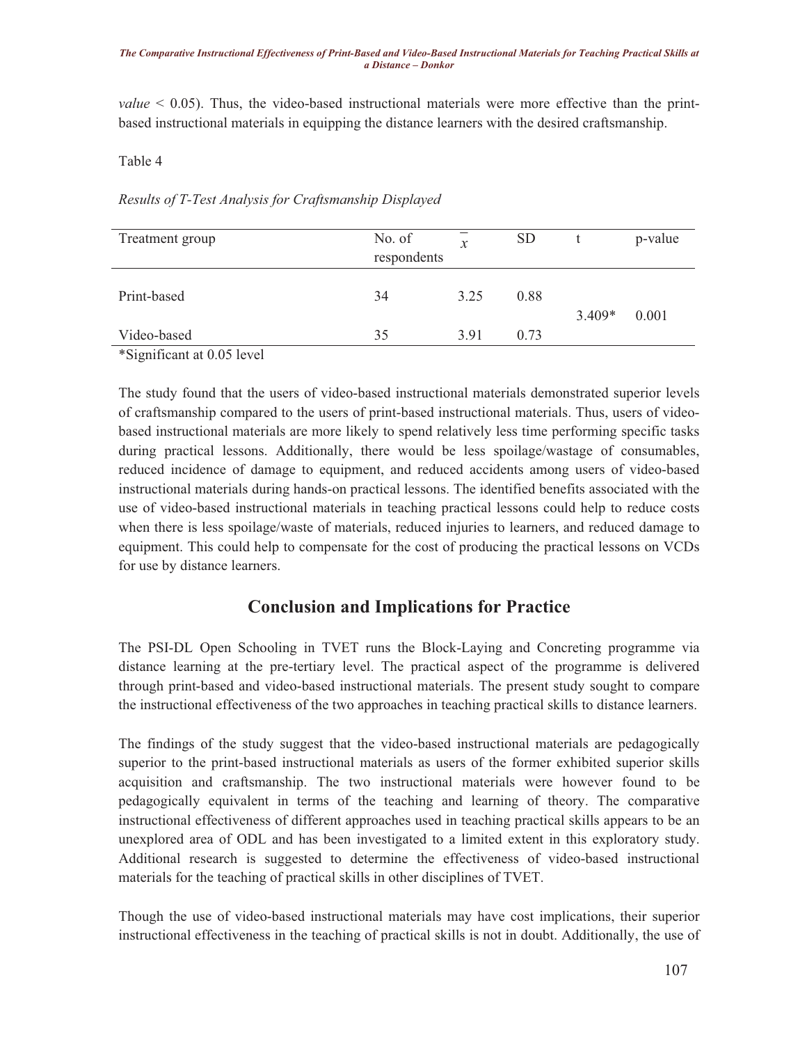*value* < 0.05). Thus, the video-based instructional materials were more effective than the print-based instructional materials in equipping the distance learners with the desired craftsmanship.

Table 4

*Results of T-Test Analysis for Craftsmanship Displayed*

| Treatment group | No. of respondents | $\bar{x}$ | SD | t | p-value |
|---|---|---|---|---|---|
| Print-based | 34 | 3.25 | 0.88 | 3.409* | 0.001 |
| Video-based | 35 | 3.91 | 0.73 | | |

*Significant at 0.05 level

The study found that the users of video-based instructional materials demonstrated superior levels of craftsmanship compared to the users of print-based instructional materials. Thus, users of video-based instructional materials are more likely to spend relatively less time performing specific tasks during practical lessons. Additionally, there would be less spoilage/wastage of consumables, reduced incidence of damage to equipment, and reduced accidents among users of video-based instructional materials during hands-on practical lessons. The identified benefits associated with the use of video-based instructional materials in teaching practical lessons could help to reduce costs when there is less spoilage/waste of materials, reduced injuries to learners, and reduced damage to equipment. This could help to compensate for the cost of producing the practical lessons on VCDs for use by distance learners.

## Conclusion and Implications for Practice

The PSI-DL Open Schooling in TVET runs the Block-Laying and Concreting programme via distance learning at the pre-tertiary level. The practical aspect of the programme is delivered through print-based and video-based instructional materials. The present study sought to compare the instructional effectiveness of the two approaches in teaching practical skills to distance learners.

The findings of the study suggest that the video-based instructional materials are pedagogically superior to the print-based instructional materials as users of the former exhibited superior skills acquisition and craftsmanship. The two instructional materials were however found to be pedagogically equivalent in terms of the teaching and learning of theory. The comparative instructional effectiveness of different approaches used in teaching practical skills appears to be an unexplored area of ODL and has been investigated to a limited extent in this exploratory study. Additional research is suggested to determine the effectiveness of video-based instructional materials for the teaching of practical skills in other disciplines of TVET.

Though the use of video-based instructional materials may have cost implications, their superior instructional effectiveness in the teaching of practical skills is not in doubt. Additionally, the use of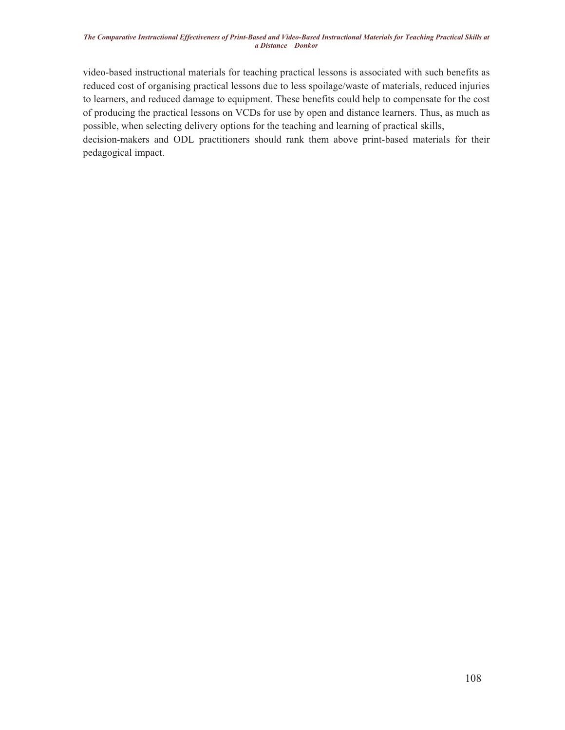video-based instructional materials for teaching practical lessons is associated with such benefits as reduced cost of organising practical lessons due to less spoilage/waste of materials, reduced injuries to learners, and reduced damage to equipment. These benefits could help to compensate for the cost of producing the practical lessons on VCDs for use by open and distance learners. Thus, as much as possible, when selecting delivery options for the teaching and learning of practical skills, decision-makers and ODL practitioners should rank them above print-based materials for their pedagogical impact.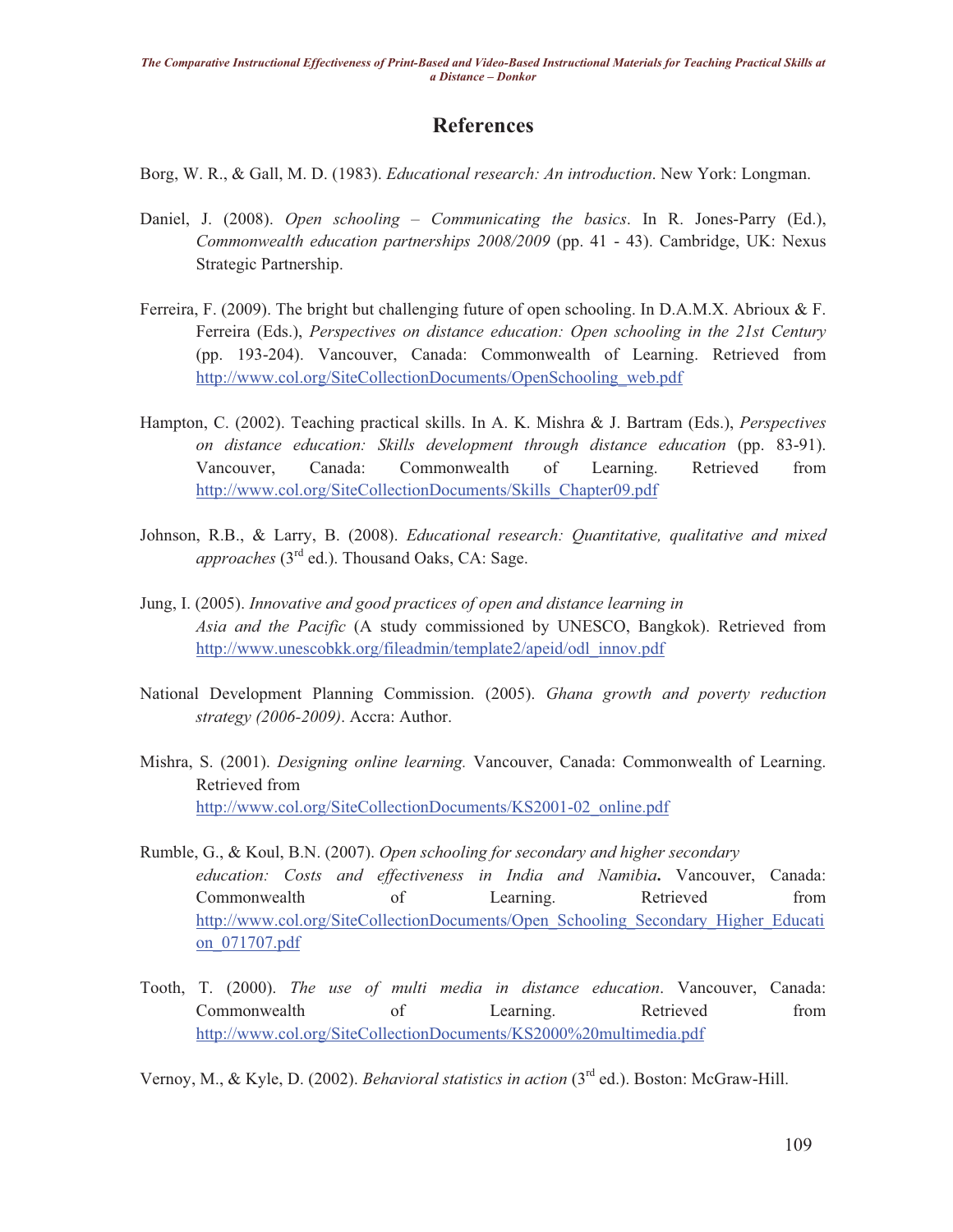# References

Borg, W. R., & Gall, M. D. (1983). *Educational research: An introduction*. New York: Longman.

Daniel, J. (2008). *Open schooling – Communicating the basics*. In R. Jones-Parry (Ed.), *Commonwealth education partnerships 2008/2009* (pp. 41 - 43). Cambridge, UK: Nexus Strategic Partnership.

Ferreira, F. (2009). The bright but challenging future of open schooling. In D.A.M.X. Abrioux & F. Ferreira (Eds.), *Perspectives on distance education: Open schooling in the 21st Century* (pp. 193-204). Vancouver, Canada: Commonwealth of Learning. Retrieved from http://www.col.org/SiteCollectionDocuments/OpenSchooling_web.pdf

Hampton, C. (2002). Teaching practical skills. In A. K. Mishra & J. Bartram (Eds.), *Perspectives on distance education: Skills development through distance education* (pp. 83-91). Vancouver, Canada: Commonwealth of Learning. Retrieved from http://www.col.org/SiteCollectionDocuments/Skills_Chapter09.pdf

Johnson, R.B., & Larry, B. (2008). *Educational research: Quantitative, qualitative and mixed approaches* (3rd ed.). Thousand Oaks, CA: Sage.

Jung, I. (2005). *Innovative and good practices of open and distance learning in Asia and the Pacific* (A study commissioned by UNESCO, Bangkok). Retrieved from http://www.unescobkk.org/fileadmin/template2/apeid/odl_innov.pdf

National Development Planning Commission. (2005). *Ghana growth and poverty reduction strategy (2006-2009)*. Accra: Author.

Mishra, S. (2001). *Designing online learning.* Vancouver, Canada: Commonwealth of Learning. Retrieved from http://www.col.org/SiteCollectionDocuments/KS2001-02_online.pdf

Rumble, G., & Koul, B.N. (2007). *Open schooling for secondary and higher secondary education: Costs and effectiveness in India and Namibia***.** Vancouver, Canada: Commonwealth of Learning. Retrieved from http://www.col.org/SiteCollectionDocuments/Open_Schooling_Secondary_Higher_Education_071707.pdf

Tooth, T. (2000). *The use of multi media in distance education*. Vancouver, Canada: Commonwealth of Learning. Retrieved from http://www.col.org/SiteCollectionDocuments/KS2000%20multimedia.pdf

Vernoy, M., & Kyle, D. (2002). *Behavioral statistics in action* (3rd ed.). Boston: McGraw-Hill.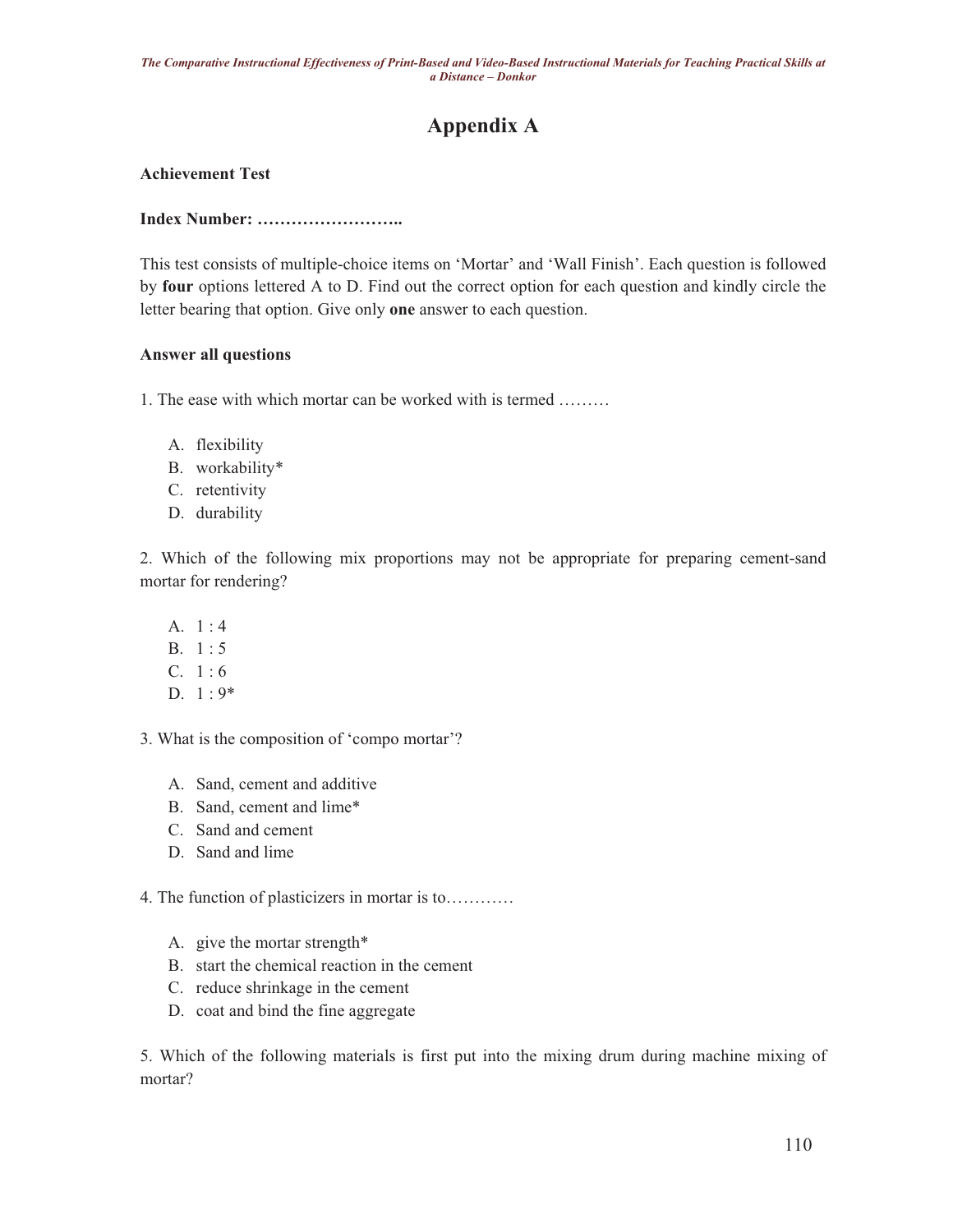# Appendix A

**Achievement Test**

**Index Number: ……………………..**

This test consists of multiple-choice items on 'Mortar' and 'Wall Finish'. Each question is followed by **four** options lettered A to D. Find out the correct option for each question and kindly circle the letter bearing that option. Give only **one** answer to each question.

**Answer all questions**

1. The ease with which mortar can be worked with is termed ………

   A. flexibility
   B. workability*
   C. retentivity
   D. durability

2. Which of the following mix proportions may not be appropriate for preparing cement-sand mortar for rendering?

   A. 1 : 4
   B. 1 : 5
   C. 1 : 6
   D. 1 : 9*

3. What is the composition of 'compo mortar'?

   A. Sand, cement and additive
   B. Sand, cement and lime*
   C. Sand and cement
   D. Sand and lime

4. The function of plasticizers in mortar is to…………

   A. give the mortar strength*
   B. start the chemical reaction in the cement
   C. reduce shrinkage in the cement
   D. coat and bind the fine aggregate

5. Which of the following materials is first put into the mixing drum during machine mixing of mortar?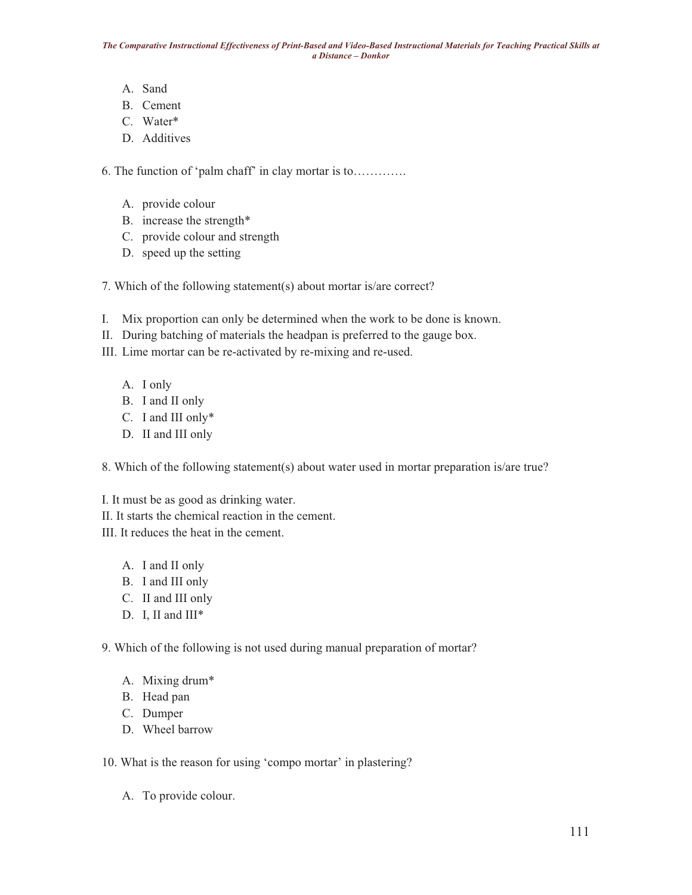A. Sand
B. Cement
C. Water*
D. Additives

6. The function of 'palm chaff' in clay mortar is to………….

A. provide colour
B. increase the strength*
C. provide colour and strength
D. speed up the setting

7. Which of the following statement(s) about mortar is/are correct?

I. Mix proportion can only be determined when the work to be done is known.
II. During batching of materials the headpan is preferred to the gauge box.
III. Lime mortar can be re-activated by re-mixing and re-used.

A. I only
B. I and II only
C. I and III only*
D. II and III only

8. Which of the following statement(s) about water used in mortar preparation is/are true?

I. It must be as good as drinking water.
II. It starts the chemical reaction in the cement.
III. It reduces the heat in the cement.

A. I and II only
B. I and III only
C. II and III only
D. I, II and III*

9. Which of the following is not used during manual preparation of mortar?

A. Mixing drum*
B. Head pan
C. Dumper
D. Wheel barrow

10. What is the reason for using 'compo mortar' in plastering?

A. To provide colour.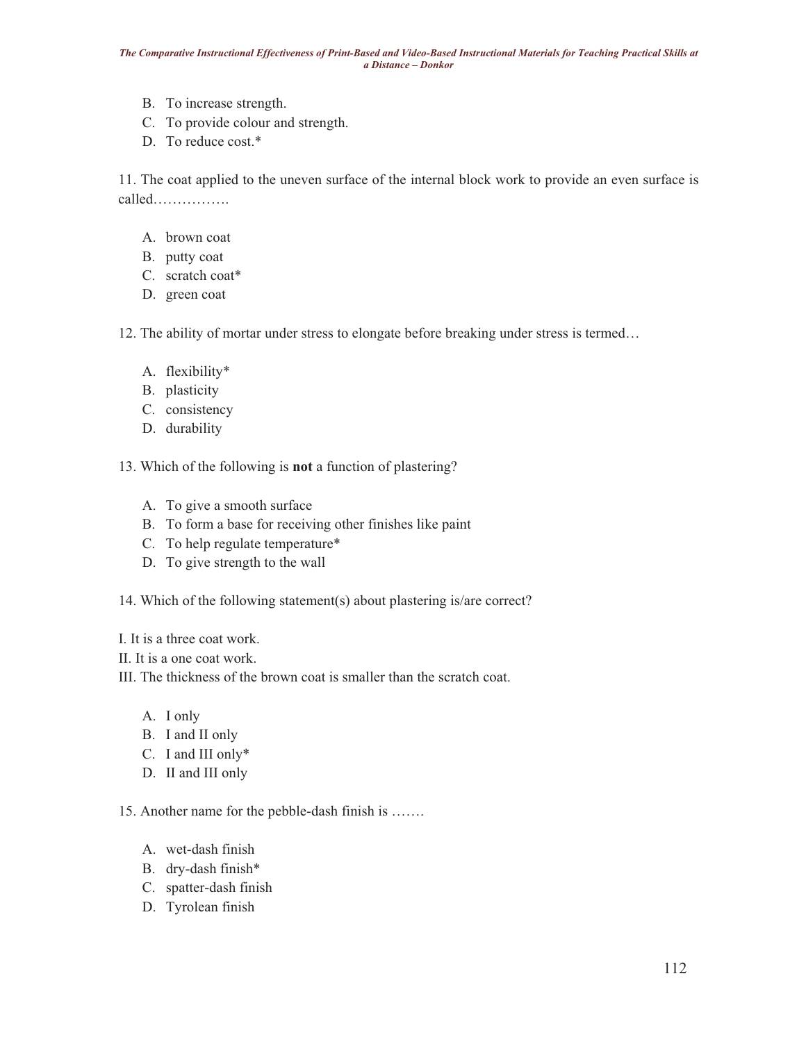B. To increase strength.
C. To provide colour and strength.
D. To reduce cost.*

11. The coat applied to the uneven surface of the internal block work to provide an even surface is called…………….

A. brown coat
B. putty coat
C. scratch coat*
D. green coat

12. The ability of mortar under stress to elongate before breaking under stress is termed…

A. flexibility*
B. plasticity
C. consistency
D. durability

13. Which of the following is **not** a function of plastering?

A. To give a smooth surface
B. To form a base for receiving other finishes like paint
C. To help regulate temperature*
D. To give strength to the wall

14. Which of the following statement(s) about plastering is/are correct?

I. It is a three coat work.
II. It is a one coat work.
III. The thickness of the brown coat is smaller than the scratch coat.

A. I only
B. I and II only
C. I and III only*
D. II and III only

15. Another name for the pebble-dash finish is …….

A. wet-dash finish
B. dry-dash finish*
C. spatter-dash finish
D. Tyrolean finish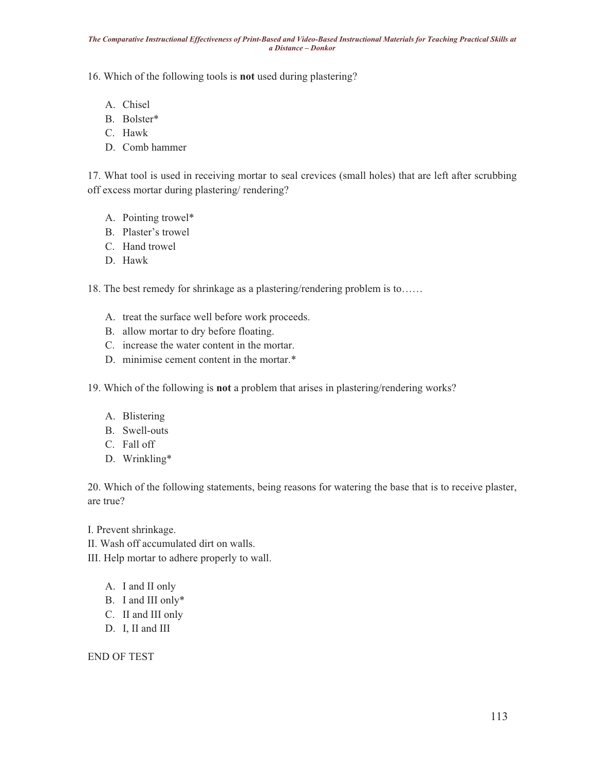16. Which of the following tools is **not** used during plastering?

A. Chisel
B. Bolster*
C. Hawk
D. Comb hammer

17. What tool is used in receiving mortar to seal crevices (small holes) that are left after scrubbing off excess mortar during plastering/ rendering?

A. Pointing trowel*
B. Plaster's trowel
C. Hand trowel
D. Hawk

18. The best remedy for shrinkage as a plastering/rendering problem is to……

A. treat the surface well before work proceeds.
B. allow mortar to dry before floating.
C. increase the water content in the mortar.
D. minimise cement content in the mortar.*

19. Which of the following is **not** a problem that arises in plastering/rendering works?

A. Blistering
B. Swell-outs
C. Fall off
D. Wrinkling*

20. Which of the following statements, being reasons for watering the base that is to receive plaster, are true?

I. Prevent shrinkage.
II. Wash off accumulated dirt on walls.
III. Help mortar to adhere properly to wall.

A. I and II only
B. I and III only*
C. II and III only
D. I, II and III

END OF TEST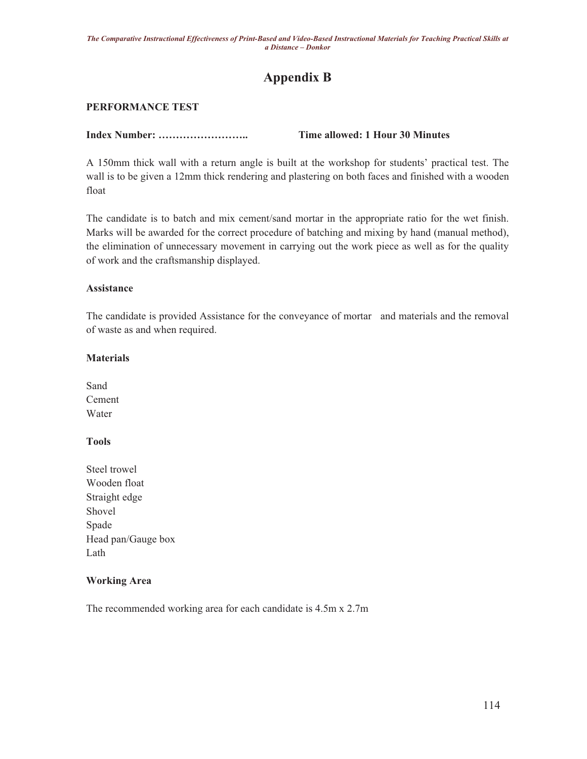# Appendix B

**PERFORMANCE TEST**

**Index Number: …………………….. Time allowed: 1 Hour 30 Minutes**

A 150mm thick wall with a return angle is built at the workshop for students' practical test. The wall is to be given a 12mm thick rendering and plastering on both faces and finished with a wooden float

The candidate is to batch and mix cement/sand mortar in the appropriate ratio for the wet finish. Marks will be awarded for the correct procedure of batching and mixing by hand (manual method), the elimination of unnecessary movement in carrying out the work piece as well as for the quality of work and the craftsmanship displayed.

**Assistance**

The candidate is provided Assistance for the conveyance of mortar and materials and the removal of waste as and when required.

**Materials**

Sand
Cement
Water

**Tools**

Steel trowel
Wooden float
Straight edge
Shovel
Spade
Head pan/Gauge box
Lath

**Working Area**

The recommended working area for each candidate is 4.5m x 2.7m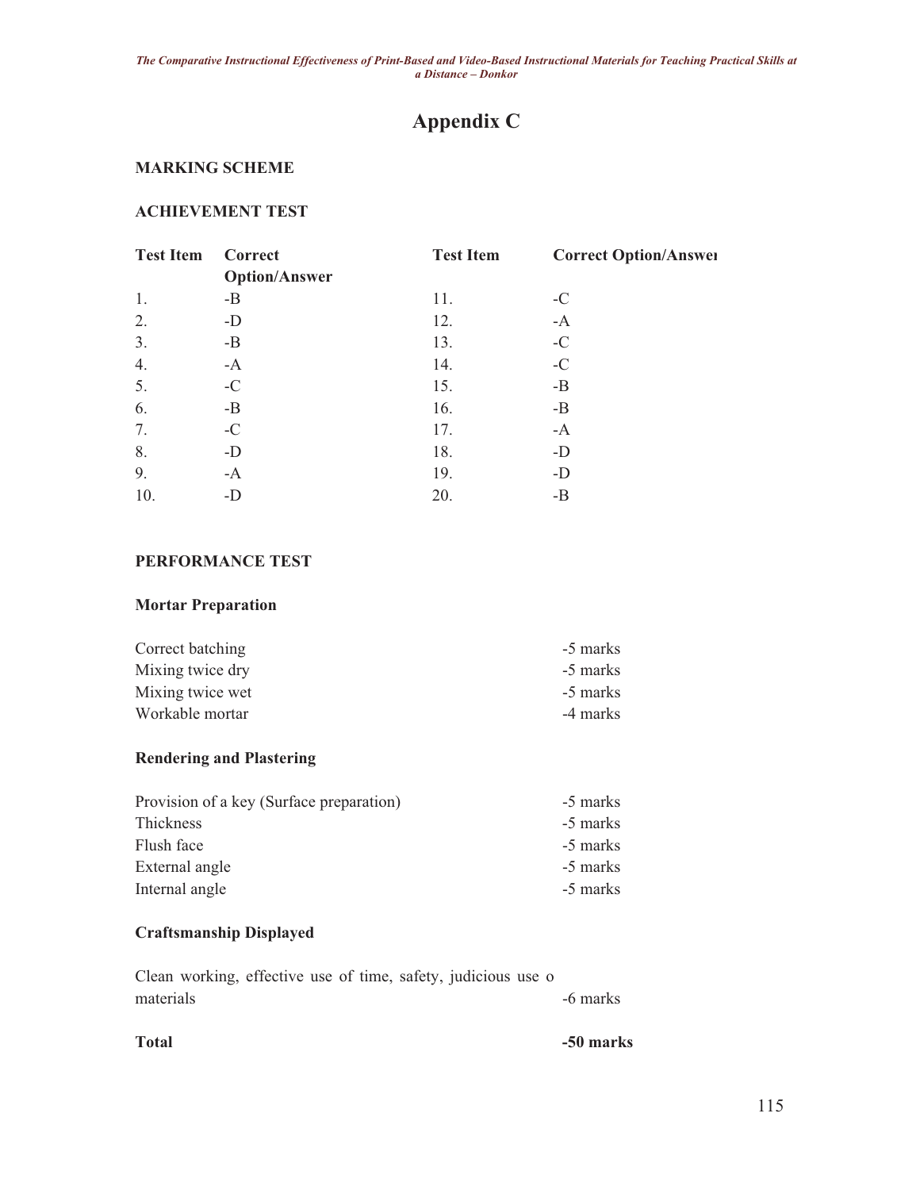# Appendix C

**MARKING SCHEME**

**ACHIEVEMENT TEST**

| Test Item | Correct Option/Answer | Test Item | Correct Option/Answer |
|---|---|---|---|
| 1. | -B | 11. | -C |
| 2. | -D | 12. | -A |
| 3. | -B | 13. | -C |
| 4. | -A | 14. | -C |
| 5. | -C | 15. | -B |
| 6. | -B | 16. | -B |
| 7. | -C | 17. | -A |
| 8. | -D | 18. | -D |
| 9. | -A | 19. | -D |
| 10. | -D | 20. | -B |

**PERFORMANCE TEST**

**Mortar Preparation**

| | |
|---|---|
| Correct batching | -5 marks |
| Mixing twice dry | -5 marks |
| Mixing twice wet | -5 marks |
| Workable mortar | -4 marks |

**Rendering and Plastering**

| | |
|---|---|
| Provision of a key (Surface preparation) | -5 marks |
| Thickness | -5 marks |
| Flush face | -5 marks |
| External angle | -5 marks |
| Internal angle | -5 marks |

**Craftsmanship Displayed**

| | |
|---|---|
| Clean working, effective use of time, safety, judicious use o materials | -6 marks |

| | |
|---|---|
| **Total** | **-50 marks** |